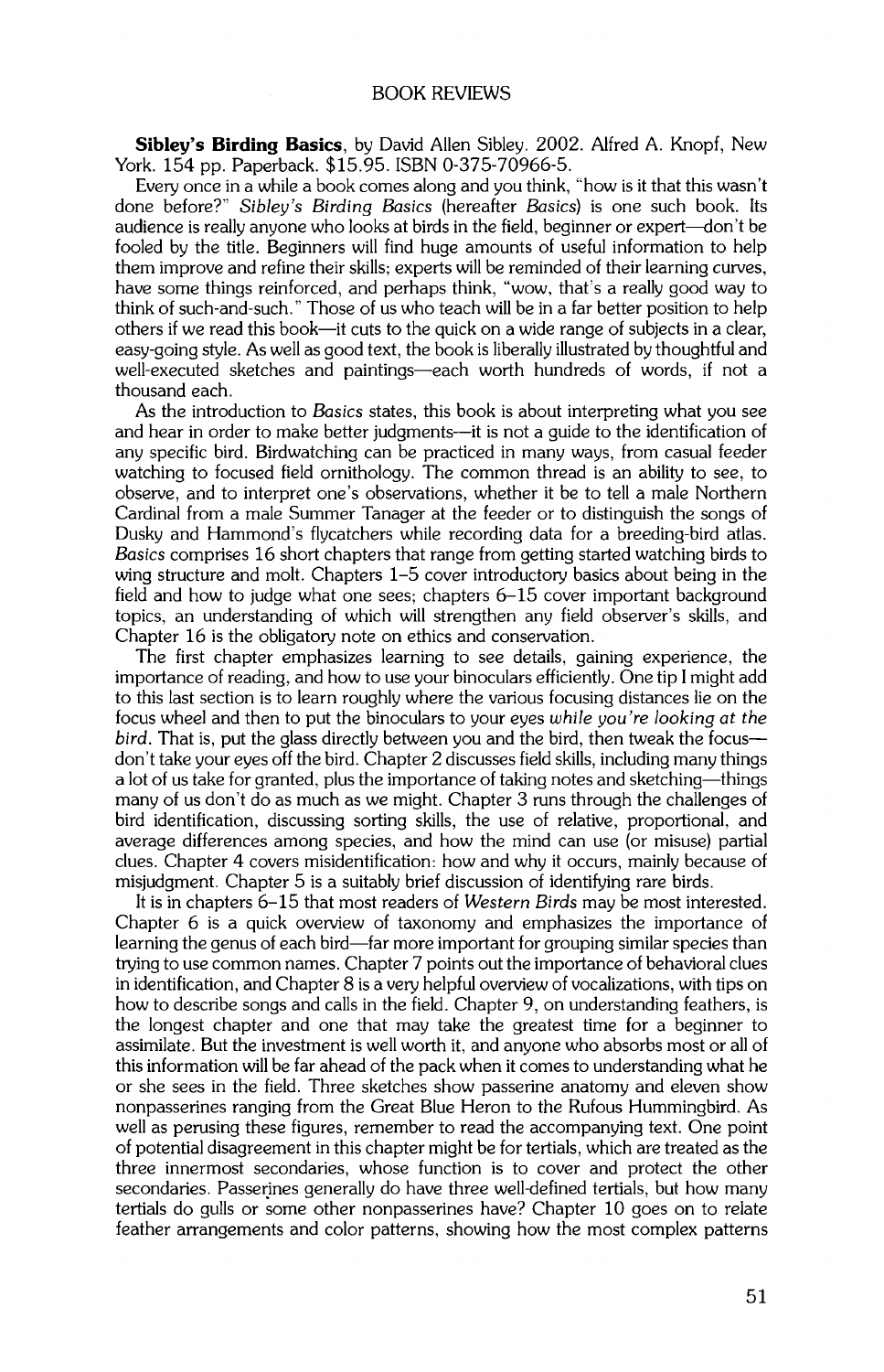# BOOK REVIEWS

**Sibley's Birding Basics**, by David Allen Sibley. 2002. Alfred A. Knopf, New York. 154 pp. Paperback. $15.95. ISBN 0-375-70966-5.

Every once in a while a book comes along and you think, "how is it that this wasn't done before?" *Sibley's Birding Basics* (hereafter *Basics*) is one such book. Its audience is really anyone who looks at birds in the field, beginner or expert—don't be fooled by the title. Beginners will find huge amounts of useful information to help them improve and refine their skills; experts will be reminded of their learning curves, have some things reinforced, and perhaps think, "wow, that's a really good way to think of such-and-such." Those of us who teach will be in a far better position to help others if we read this book—it cuts to the quick on a wide range of subjects in a clear, easy-going style. As well as good text, the book is liberally illustrated by thoughtful and well-executed sketches and paintings—each worth hundreds of words, if not a thousand each.

As the introduction to *Basics* states, this book is about interpreting what you see and hear in order to make better judgments—it is not a guide to the identification of any specific bird. Birdwatching can be practiced in many ways, from casual feeder watching to focused field ornithology. The common thread is an ability to see, to observe, and to interpret one's observations, whether it be to tell a male Northern Cardinal from a male Summer Tanager at the feeder or to distinguish the songs of Dusky and Hammond's flycatchers while recording data for a breeding-bird atlas. *Basics* comprises 16 short chapters that range from getting started watching birds to wing structure and molt. Chapters 1–5 cover introductory basics about being in the field and how to judge what one sees; chapters 6–15 cover important background topics, an understanding of which will strengthen any field observer's skills, and Chapter 16 is the obligatory note on ethics and conservation.

The first chapter emphasizes learning to see details, gaining experience, the importance of reading, and how to use your binoculars efficiently. One tip I might add to this last section is to learn roughly where the various focusing distances lie on the focus wheel and then to put the binoculars to your eyes *while you're looking at the bird*. That is, put the glass directly between you and the bird, then tweak the focus—don't take your eyes off the bird. Chapter 2 discusses field skills, including many things a lot of us take for granted, plus the importance of taking notes and sketching—things many of us don't do as much as we might. Chapter 3 runs through the challenges of bird identification, discussing sorting skills, the use of relative, proportional, and average differences among species, and how the mind can use (or misuse) partial clues. Chapter 4 covers misidentification: how and why it occurs, mainly because of misjudgment. Chapter 5 is a suitably brief discussion of identifying rare birds.

It is in chapters 6–15 that most readers of *Western Birds* may be most interested. Chapter 6 is a quick overview of taxonomy and emphasizes the importance of learning the genus of each bird—far more important for grouping similar species than trying to use common names. Chapter 7 points out the importance of behavioral clues in identification, and Chapter 8 is a very helpful overview of vocalizations, with tips on how to describe songs and calls in the field. Chapter 9, on understanding feathers, is the longest chapter and one that may take the greatest time for a beginner to assimilate. But the investment is well worth it, and anyone who absorbs most or all of this information will be far ahead of the pack when it comes to understanding what he or she sees in the field. Three sketches show passerine anatomy and eleven show nonpasserines ranging from the Great Blue Heron to the Rufous Hummingbird. As well as perusing these figures, remember to read the accompanying text. One point of potential disagreement in this chapter might be for tertials, which are treated as the three innermost secondaries, whose function is to cover and protect the other secondaries. Passerines generally do have three well-defined tertials, but how many tertials do gulls or some other nonpasserines have? Chapter 10 goes on to relate feather arrangements and color patterns, showing how the most complex patterns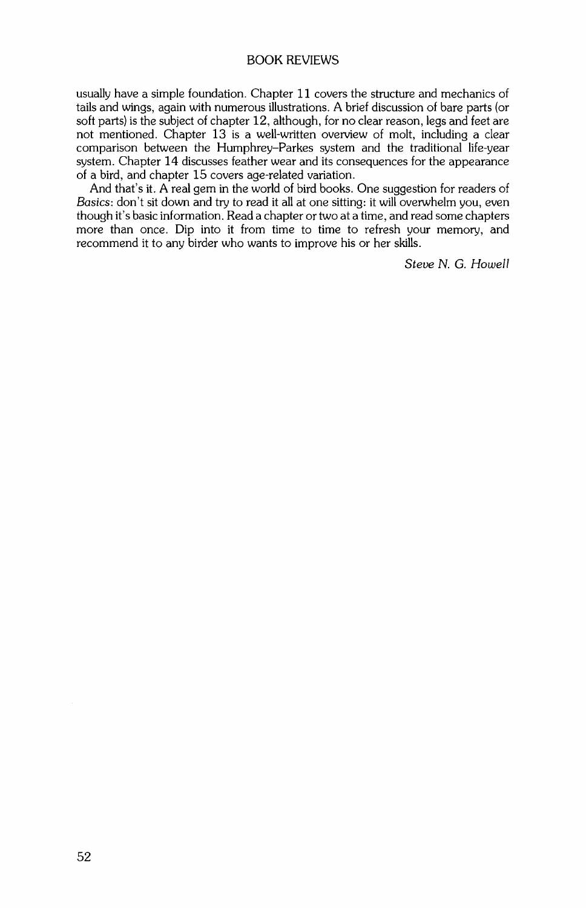usually have a simple foundation. Chapter 11 covers the structure and mechanics of tails and wings, again with numerous illustrations. A brief discussion of bare parts (or soft parts) is the subject of chapter 12, although, for no clear reason, legs and feet are not mentioned. Chapter 13 is a well-written overview of molt, including a clear comparison between the Humphrey–Parkes system and the traditional life-year system. Chapter 14 discusses feather wear and its consequences for the appearance of a bird, and chapter 15 covers age-related variation.

And that's it. A real gem in the world of bird books. One suggestion for readers of *Basics*: don't sit down and try to read it all at one sitting: it will overwhelm you, even though it's basic information. Read a chapter or two at a time, and read some chapters more than once. Dip into it from time to time to refresh your memory, and recommend it to any birder who wants to improve his or her skills.

*Steve N. G. Howell*